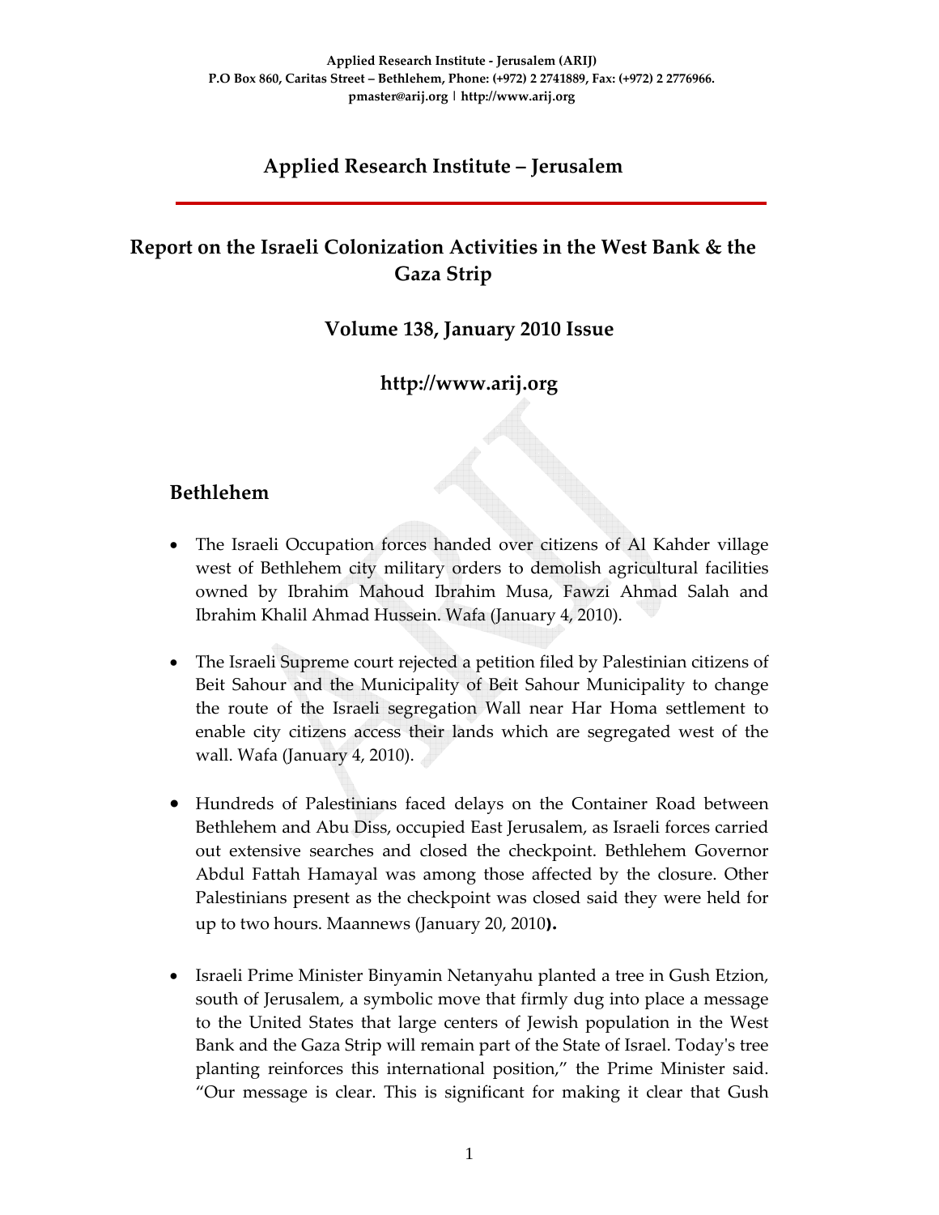**Applied Research Institute - Jerusalem (ARIJ)**
**P.O Box 860, Caritas Street – Bethlehem, Phone: (+972) 2 2741889, Fax: (+972) 2 2776966.**
**pmaster@arij.org | http://www.arij.org**

# Applied Research Institute – Jerusalem

## Report on the Israeli Colonization Activities in the West Bank & the Gaza Strip

### Volume 138, January 2010 Issue

### http://www.arij.org

## Bethlehem

- The Israeli Occupation forces handed over citizens of Al Kahder village west of Bethlehem city military orders to demolish agricultural facilities owned by Ibrahim Mahoud Ibrahim Musa, Fawzi Ahmad Salah and Ibrahim Khalil Ahmad Hussein. Wafa (January 4, 2010).

- The Israeli Supreme court rejected a petition filed by Palestinian citizens of Beit Sahour and the Municipality of Beit Sahour Municipality to change the route of the Israeli segregation Wall near Har Homa settlement to enable city citizens access their lands which are segregated west of the wall. Wafa (January 4, 2010).

- Hundreds of Palestinians faced delays on the Container Road between Bethlehem and Abu Diss, occupied East Jerusalem, as Israeli forces carried out extensive searches and closed the checkpoint. Bethlehem Governor Abdul Fattah Hamayal was among those affected by the closure. Other Palestinians present as the checkpoint was closed said they were held for up to two hours. Maannews (January 20, 2010**).**

- Israeli Prime Minister Binyamin Netanyahu planted a tree in Gush Etzion, south of Jerusalem, a symbolic move that firmly dug into place a message to the United States that large centers of Jewish population in the West Bank and the Gaza Strip will remain part of the State of Israel. Today's tree planting reinforces this international position," the Prime Minister said. "Our message is clear. This is significant for making it clear that Gush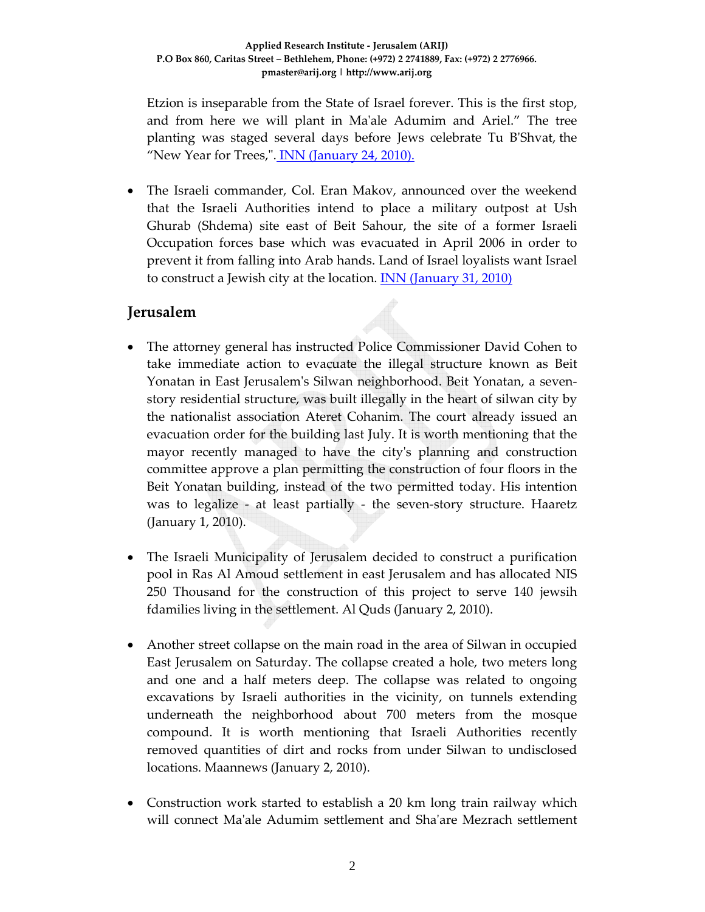Etzion is inseparable from the State of Israel forever. This is the first stop, and from here we will plant in Ma'ale Adumim and Ariel." The tree planting was staged several days before Jews celebrate Tu B'Shvat, the "New Year for Trees,". INN (January 24, 2010).

- The Israeli commander, Col. Eran Makov, announced over the weekend that the Israeli Authorities intend to place a military outpost at Ush Ghurab (Shdema) site east of Beit Sahour, the site of a former Israeli Occupation forces base which was evacuated in April 2006 in order to prevent it from falling into Arab hands. Land of Israel loyalists want Israel to construct a Jewish city at the location. INN (January 31, 2010)

## Jerusalem

- The attorney general has instructed Police Commissioner David Cohen to take immediate action to evacuate the illegal structure known as Beit Yonatan in East Jerusalem's Silwan neighborhood. Beit Yonatan, a seven-story residential structure, was built illegally in the heart of silwan city by the nationalist association Ateret Cohanim. The court already issued an evacuation order for the building last July. It is worth mentioning that the mayor recently managed to have the city's planning and construction committee approve a plan permitting the construction of four floors in the Beit Yonatan building, instead of the two permitted today. His intention was to legalize - at least partially - the seven-story structure. Haaretz (January 1, 2010).

- The Israeli Municipality of Jerusalem decided to construct a purification pool in Ras Al Amoud settlement in east Jerusalem and has allocated NIS 250 Thousand for the construction of this project to serve 140 jewsih fdamilies living in the settlement. Al Quds (January 2, 2010).

- Another street collapse on the main road in the area of Silwan in occupied East Jerusalem on Saturday. The collapse created a hole, two meters long and one and a half meters deep. The collapse was related to ongoing excavations by Israeli authorities in the vicinity, on tunnels extending underneath the neighborhood about 700 meters from the mosque compound. It is worth mentioning that Israeli Authorities recently removed quantities of dirt and rocks from under Silwan to undisclosed locations. Maannews (January 2, 2010).

- Construction work started to establish a 20 km long train railway which will connect Ma'ale Adumim settlement and Sha'are Mezrach settlement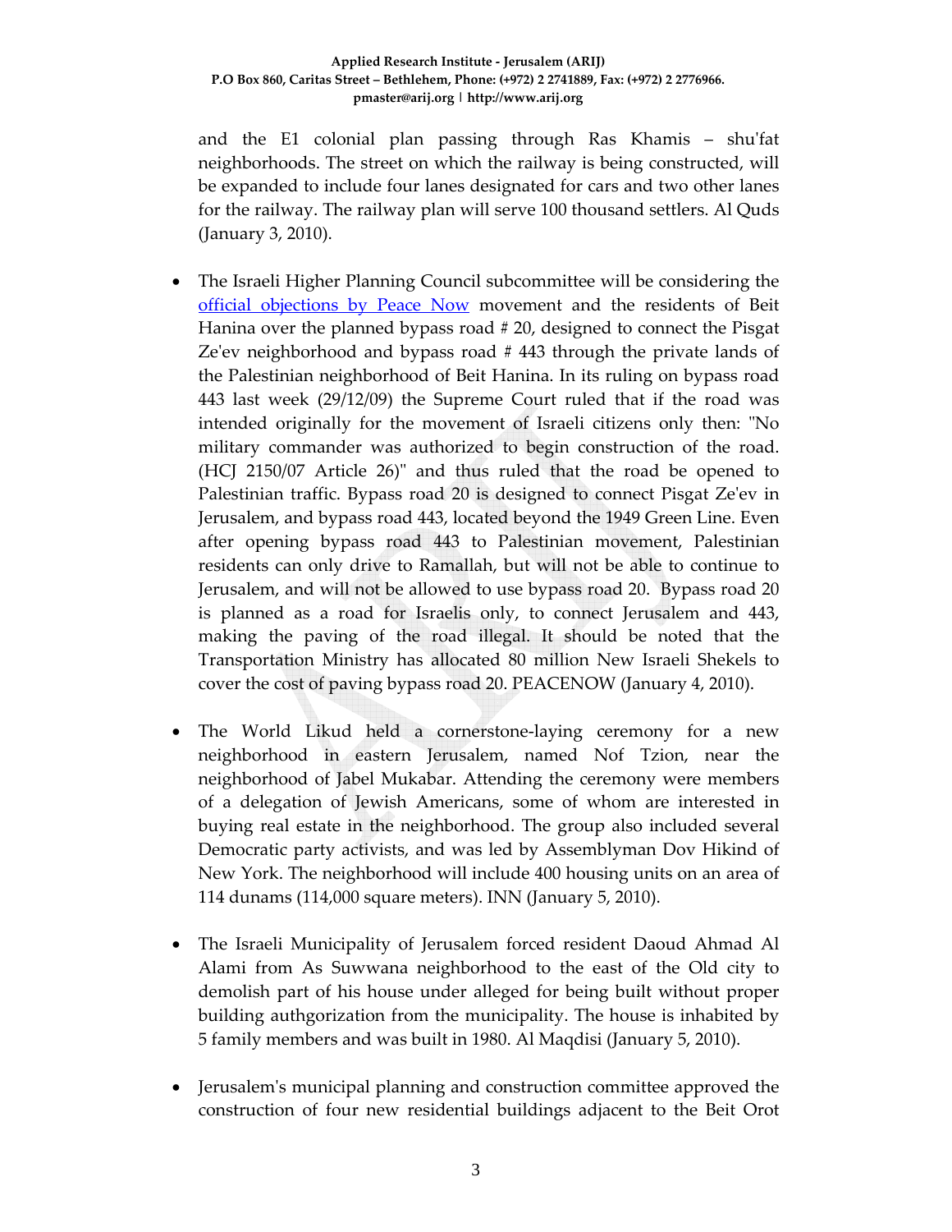and the E1 colonial plan passing through Ras Khamis – shu'fat neighborhoods. The street on which the railway is being constructed, will be expanded to include four lanes designated for cars and two other lanes for the railway. The railway plan will serve 100 thousand settlers. Al Quds (January 3, 2010).

- The Israeli Higher Planning Council subcommittee will be considering the official objections by Peace Now movement and the residents of Beit Hanina over the planned bypass road # 20, designed to connect the Pisgat Ze'ev neighborhood and bypass road # 443 through the private lands of the Palestinian neighborhood of Beit Hanina. In its ruling on bypass road 443 last week (29/12/09) the Supreme Court ruled that if the road was intended originally for the movement of Israeli citizens only then: "No military commander was authorized to begin construction of the road. (HCJ 2150/07 Article 26)" and thus ruled that the road be opened to Palestinian traffic. Bypass road 20 is designed to connect Pisgat Ze'ev in Jerusalem, and bypass road 443, located beyond the 1949 Green Line. Even after opening bypass road 443 to Palestinian movement, Palestinian residents can only drive to Ramallah, but will not be able to continue to Jerusalem, and will not be allowed to use bypass road 20. Bypass road 20 is planned as a road for Israelis only, to connect Jerusalem and 443, making the paving of the road illegal. It should be noted that the Transportation Ministry has allocated 80 million New Israeli Shekels to cover the cost of paving bypass road 20. PEACENOW (January 4, 2010).

- The World Likud held a cornerstone-laying ceremony for a new neighborhood in eastern Jerusalem, named Nof Tzion, near the neighborhood of Jabel Mukabar. Attending the ceremony were members of a delegation of Jewish Americans, some of whom are interested in buying real estate in the neighborhood. The group also included several Democratic party activists, and was led by Assemblyman Dov Hikind of New York. The neighborhood will include 400 housing units on an area of 114 dunams (114,000 square meters). INN (January 5, 2010).

- The Israeli Municipality of Jerusalem forced resident Daoud Ahmad Al Alami from As Suwwana neighborhood to the east of the Old city to demolish part of his house under alleged for being built without proper building authgorization from the municipality. The house is inhabited by 5 family members and was built in 1980. Al Maqdisi (January 5, 2010).

- Jerusalem's municipal planning and construction committee approved the construction of four new residential buildings adjacent to the Beit Orot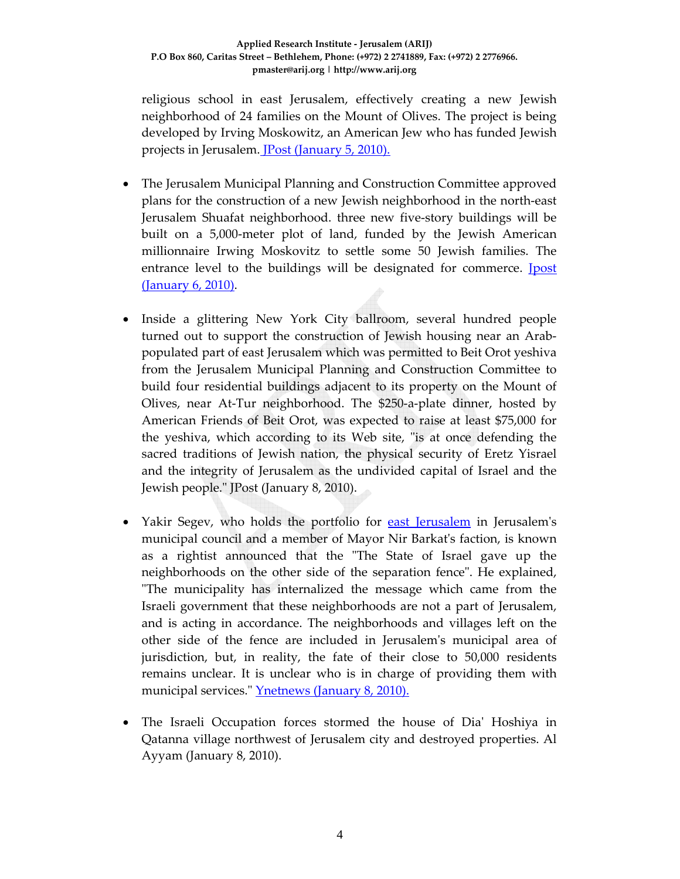religious school in east Jerusalem, effectively creating a new Jewish neighborhood of 24 families on the Mount of Olives. The project is being developed by Irving Moskowitz, an American Jew who has funded Jewish projects in Jerusalem. JPost (January 5, 2010).

- The Jerusalem Municipal Planning and Construction Committee approved plans for the construction of a new Jewish neighborhood in the north-east Jerusalem Shuafat neighborhood. three new five-story buildings will be built on a 5,000-meter plot of land, funded by the Jewish American millionnaire Irwing Moskovitz to settle some 50 Jewish families. The entrance level to the buildings will be designated for commerce. Jpost (January 6, 2010).

- Inside a glittering New York City ballroom, several hundred people turned out to support the construction of Jewish housing near an Arab-populated part of east Jerusalem which was permitted to Beit Orot yeshiva from the Jerusalem Municipal Planning and Construction Committee to build four residential buildings adjacent to its property on the Mount of Olives, near At-Tur neighborhood. The $250-a-plate dinner, hosted by American Friends of Beit Orot, was expected to raise at least $75,000 for the yeshiva, which according to its Web site, "is at once defending the sacred traditions of Jewish nation, the physical security of Eretz Yisrael and the integrity of Jerusalem as the undivided capital of Israel and the Jewish people." JPost (January 8, 2010).

- Yakir Segev, who holds the portfolio for east Jerusalem in Jerusalem's municipal council and a member of Mayor Nir Barkat's faction, is known as a rightist announced that the "The State of Israel gave up the neighborhoods on the other side of the separation fence". He explained, "The municipality has internalized the message which came from the Israeli government that these neighborhoods are not a part of Jerusalem, and is acting in accordance. The neighborhoods and villages left on the other side of the fence are included in Jerusalem's municipal area of jurisdiction, but, in reality, the fate of their close to 50,000 residents remains unclear. It is unclear who is in charge of providing them with municipal services." Ynetnews (January 8, 2010).

- The Israeli Occupation forces stormed the house of Dia' Hoshiya in Qatanna village northwest of Jerusalem city and destroyed properties. Al Ayyam (January 8, 2010).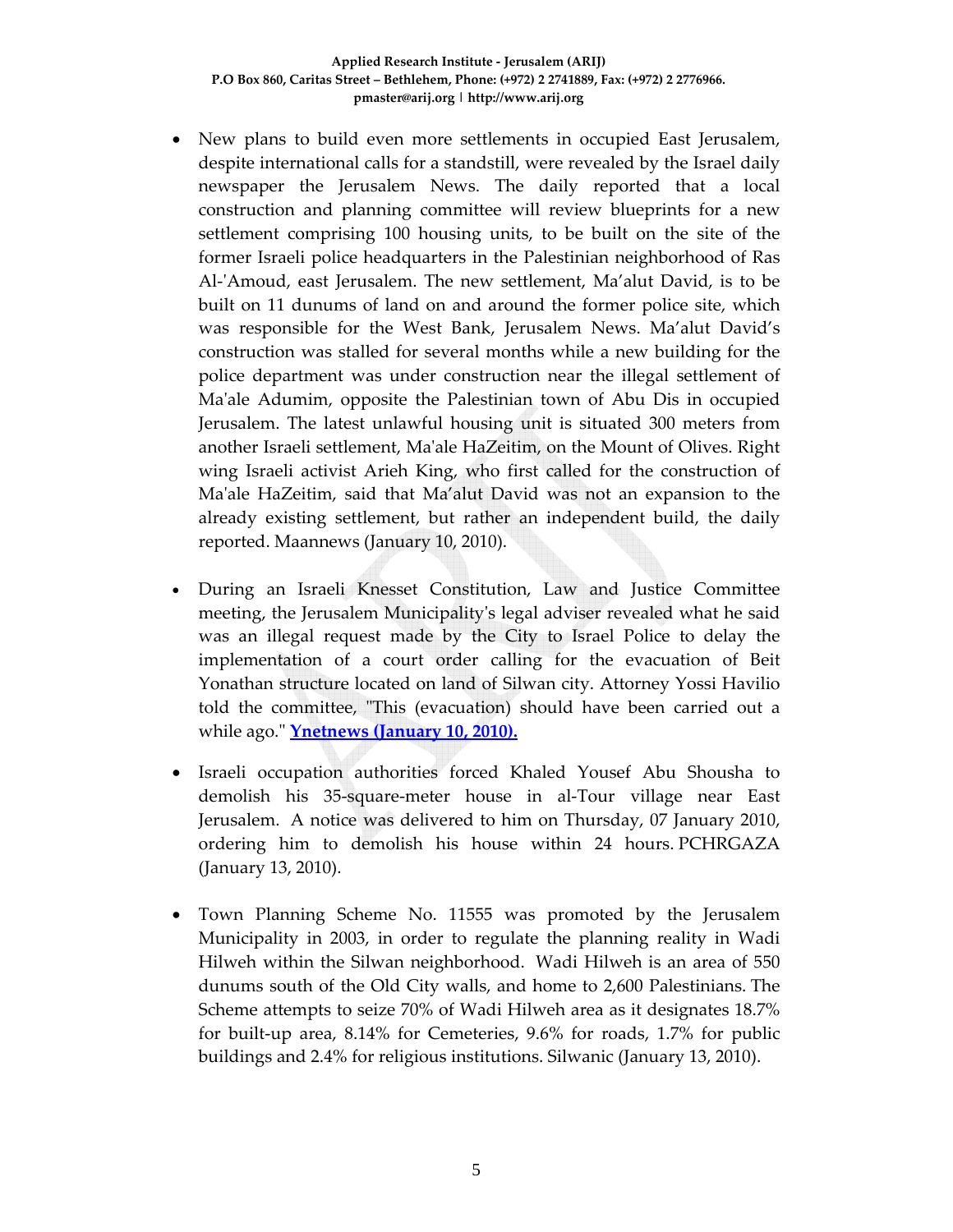- New plans to build even more settlements in occupied East Jerusalem, despite international calls for a standstill, were revealed by the Israel daily newspaper the Jerusalem News. The daily reported that a local construction and planning committee will review blueprints for a new settlement comprising 100 housing units, to be built on the site of the former Israeli police headquarters in the Palestinian neighborhood of Ras Al-'Amoud, east Jerusalem. The new settlement, Ma'alut David, is to be built on 11 dunums of land on and around the former police site, which was responsible for the West Bank, Jerusalem News. Ma'alut David's construction was stalled for several months while a new building for the police department was under construction near the illegal settlement of Ma'ale Adumim, opposite the Palestinian town of Abu Dis in occupied Jerusalem. The latest unlawful housing unit is situated 300 meters from another Israeli settlement, Ma'ale HaZeitim, on the Mount of Olives. Right wing Israeli activist Arieh King, who first called for the construction of Ma'ale HaZeitim, said that Ma'alut David was not an expansion to the already existing settlement, but rather an independent build, the daily reported. Maannews (January 10, 2010).

- During an Israeli Knesset Constitution, Law and Justice Committee meeting, the Jerusalem Municipality's legal adviser revealed what he said was an illegal request made by the City to Israel Police to delay the implementation of a court order calling for the evacuation of Beit Yonathan structure located on land of Silwan city. Attorney Yossi Havilio told the committee, "This (evacuation) should have been carried out a while ago." **Ynetnews (January 10, 2010).**

- Israeli occupation authorities forced Khaled Yousef Abu Shousha to demolish his 35-square-meter house in al-Tour village near East Jerusalem. A notice was delivered to him on Thursday, 07 January 2010, ordering him to demolish his house within 24 hours. PCHRGAZA (January 13, 2010).

- Town Planning Scheme No. 11555 was promoted by the Jerusalem Municipality in 2003, in order to regulate the planning reality in Wadi Hilweh within the Silwan neighborhood. Wadi Hilweh is an area of 550 dunums south of the Old City walls, and home to 2,600 Palestinians. The Scheme attempts to seize 70% of Wadi Hilweh area as it designates 18.7% for built-up area, 8.14% for Cemeteries, 9.6% for roads, 1.7% for public buildings and 2.4% for religious institutions. Silwanic (January 13, 2010).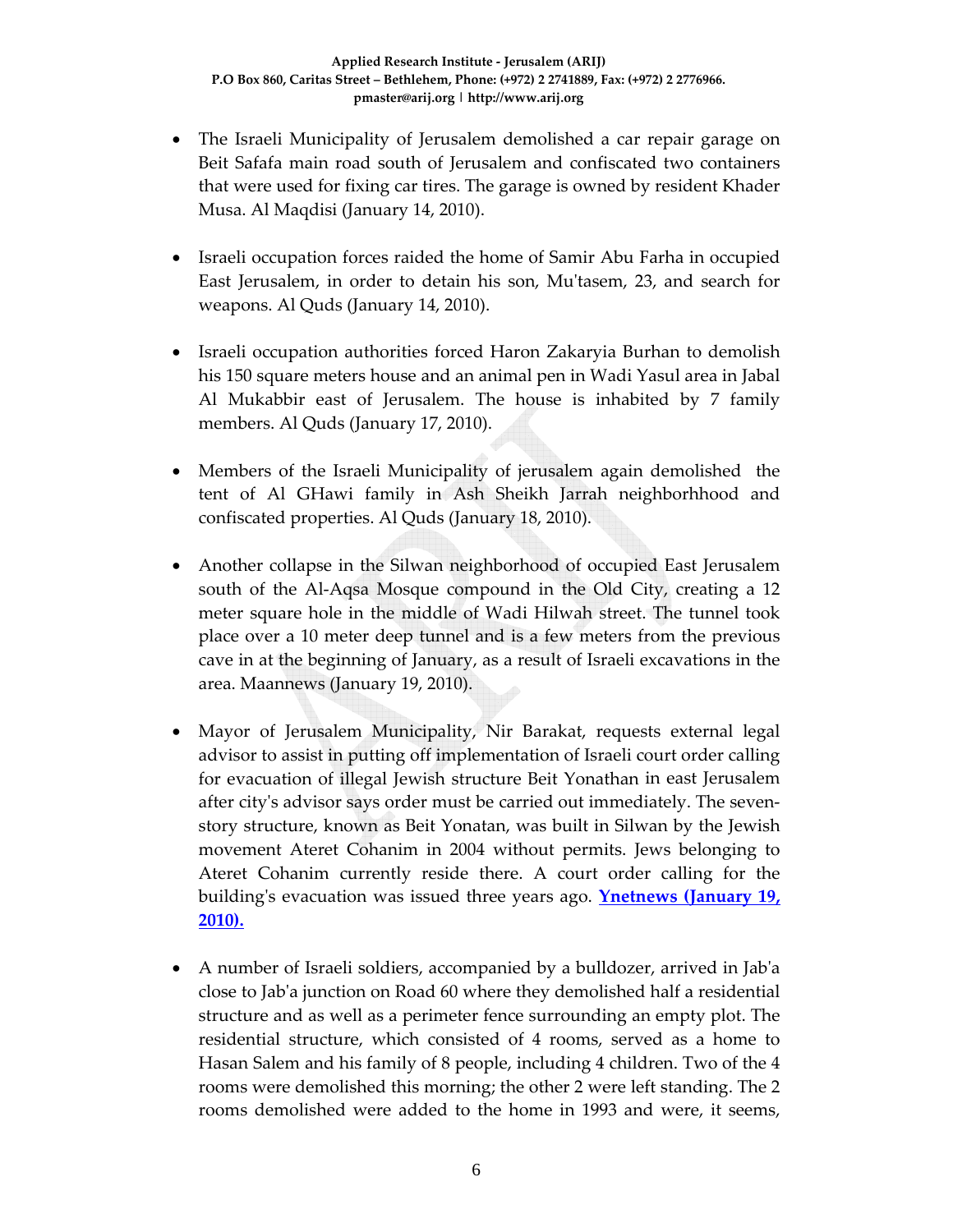- The Israeli Municipality of Jerusalem demolished a car repair garage on Beit Safafa main road south of Jerusalem and confiscated two containers that were used for fixing car tires. The garage is owned by resident Khader Musa. Al Maqdisi (January 14, 2010).

- Israeli occupation forces raided the home of Samir Abu Farha in occupied East Jerusalem, in order to detain his son, Mu'tasem, 23, and search for weapons. Al Quds (January 14, 2010).

- Israeli occupation authorities forced Haron Zakaryia Burhan to demolish his 150 square meters house and an animal pen in Wadi Yasul area in Jabal Al Mukabbir east of Jerusalem. The house is inhabited by 7 family members. Al Quds (January 17, 2010).

- Members of the Israeli Municipality of jerusalem again demolished the tent of Al GHawi family in Ash Sheikh Jarrah neighborhhood and confiscated properties. Al Quds (January 18, 2010).

- Another collapse in the Silwan neighborhood of occupied East Jerusalem south of the Al-Aqsa Mosque compound in the Old City, creating a 12 meter square hole in the middle of Wadi Hilwah street. The tunnel took place over a 10 meter deep tunnel and is a few meters from the previous cave in at the beginning of January, as a result of Israeli excavations in the area. Maannews (January 19, 2010).

- Mayor of Jerusalem Municipality, Nir Barakat, requests external legal advisor to assist in putting off implementation of Israeli court order calling for evacuation of illegal Jewish structure Beit Yonathan in east Jerusalem after city's advisor says order must be carried out immediately. The seven-story structure, known as Beit Yonatan, was built in Silwan by the Jewish movement Ateret Cohanim in 2004 without permits. Jews belonging to Ateret Cohanim currently reside there. A court order calling for the building's evacuation was issued three years ago. **Ynetnews (January 19, 2010).**

- A number of Israeli soldiers, accompanied by a bulldozer, arrived in Jab'a close to Jab'a junction on Road 60 where they demolished half a residential structure and as well as a perimeter fence surrounding an empty plot. The residential structure, which consisted of 4 rooms, served as a home to Hasan Salem and his family of 8 people, including 4 children. Two of the 4 rooms were demolished this morning; the other 2 were left standing. The 2 rooms demolished were added to the home in 1993 and were, it seems,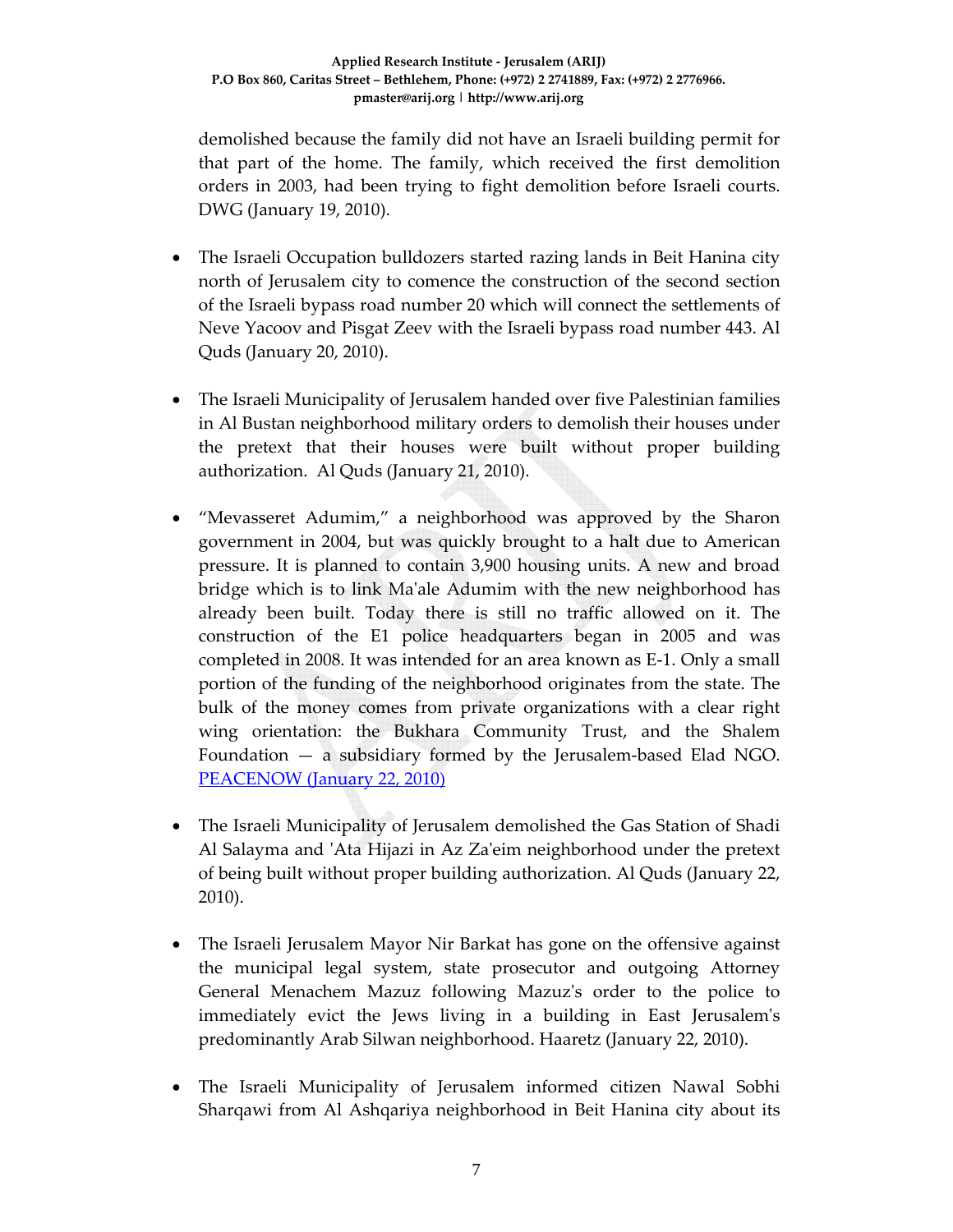demolished because the family did not have an Israeli building permit for that part of the home. The family, which received the first demolition orders in 2003, had been trying to fight demolition before Israeli courts. DWG (January 19, 2010).

- The Israeli Occupation bulldozers started razing lands in Beit Hanina city north of Jerusalem city to comence the construction of the second section of the Israeli bypass road number 20 which will connect the settlements of Neve Yacoov and Pisgat Zeev with the Israeli bypass road number 443. Al Quds (January 20, 2010).

- The Israeli Municipality of Jerusalem handed over five Palestinian families in Al Bustan neighborhood military orders to demolish their houses under the pretext that their houses were built without proper building authorization. Al Quds (January 21, 2010).

- "Mevasseret Adumim," a neighborhood was approved by the Sharon government in 2004, but was quickly brought to a halt due to American pressure. It is planned to contain 3,900 housing units. A new and broad bridge which is to link Ma'ale Adumim with the new neighborhood has already been built. Today there is still no traffic allowed on it. The construction of the E1 police headquarters began in 2005 and was completed in 2008. It was intended for an area known as E-1. Only a small portion of the funding of the neighborhood originates from the state. The bulk of the money comes from private organizations with a clear right wing orientation: the Bukhara Community Trust, and the Shalem Foundation — a subsidiary formed by the Jerusalem-based Elad NGO. PEACENOW (January 22, 2010)

- The Israeli Municipality of Jerusalem demolished the Gas Station of Shadi Al Salayma and 'Ata Hijazi in Az Za'eim neighborhood under the pretext of being built without proper building authorization. Al Quds (January 22, 2010).

- The Israeli Jerusalem Mayor Nir Barkat has gone on the offensive against the municipal legal system, state prosecutor and outgoing Attorney General Menachem Mazuz following Mazuz's order to the police to immediately evict the Jews living in a building in East Jerusalem's predominantly Arab Silwan neighborhood. Haaretz (January 22, 2010).

- The Israeli Municipality of Jerusalem informed citizen Nawal Sobhi Sharqawi from Al Ashqariya neighborhood in Beit Hanina city about its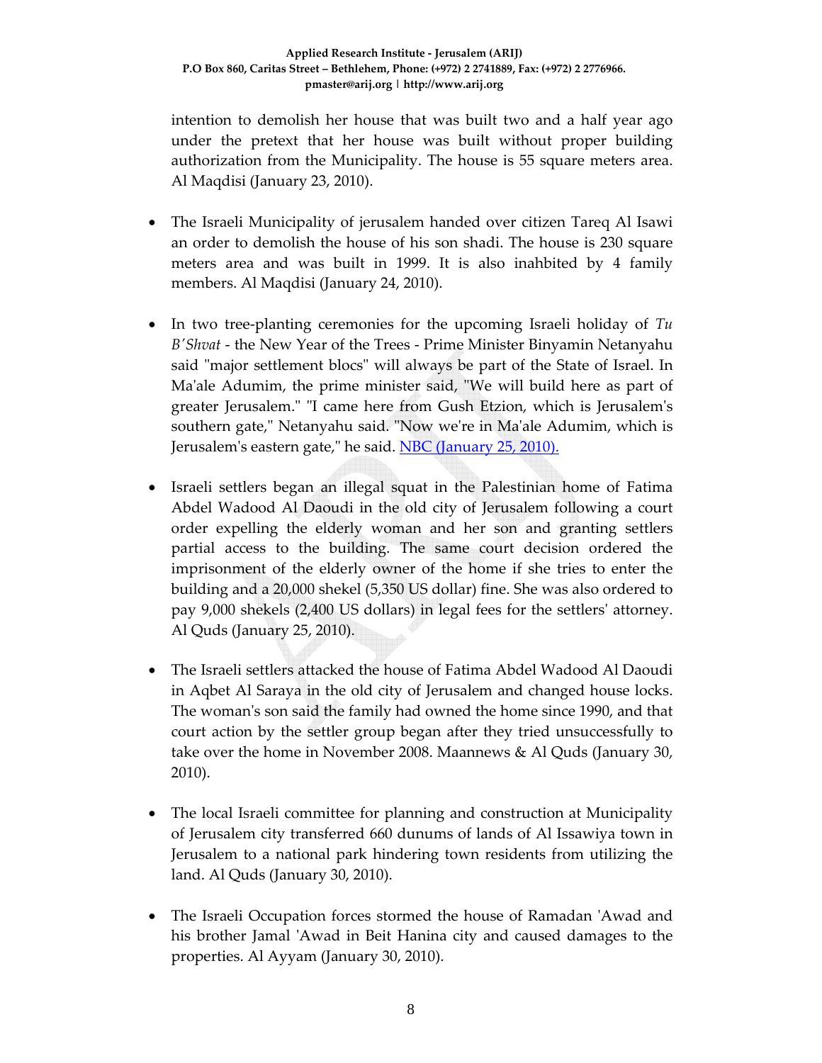intention to demolish her house that was built two and a half year ago under the pretext that her house was built without proper building authorization from the Municipality. The house is 55 square meters area. Al Maqdisi (January 23, 2010).

- The Israeli Municipality of jerusalem handed over citizen Tareq Al Isawi an order to demolish the house of his son shadi. The house is 230 square meters area and was built in 1999. It is also inahbited by 4 family members. Al Maqdisi (January 24, 2010).

- In two tree-planting ceremonies for the upcoming Israeli holiday of *Tu B'Shvat* - the New Year of the Trees - Prime Minister Binyamin Netanyahu said "major settlement blocs" will always be part of the State of Israel. In Ma'ale Adumim, the prime minister said, "We will build here as part of greater Jerusalem." "I came here from Gush Etzion, which is Jerusalem's southern gate," Netanyahu said. "Now we're in Ma'ale Adumim, which is Jerusalem's eastern gate," he said. NBC (January 25, 2010).

- Israeli settlers began an illegal squat in the Palestinian home of Fatima Abdel Wadood Al Daoudi in the old city of Jerusalem following a court order expelling the elderly woman and her son and granting settlers partial access to the building. The same court decision ordered the imprisonment of the elderly owner of the home if she tries to enter the building and a 20,000 shekel (5,350 US dollar) fine. She was also ordered to pay 9,000 shekels (2,400 US dollars) in legal fees for the settlers' attorney. Al Quds (January 25, 2010).

- The Israeli settlers attacked the house of Fatima Abdel Wadood Al Daoudi in Aqbet Al Saraya in the old city of Jerusalem and changed house locks. The woman's son said the family had owned the home since 1990, and that court action by the settler group began after they tried unsuccessfully to take over the home in November 2008. Maannews & Al Quds (January 30, 2010).

- The local Israeli committee for planning and construction at Municipality of Jerusalem city transferred 660 dunums of lands of Al Issawiya town in Jerusalem to a national park hindering town residents from utilizing the land. Al Quds (January 30, 2010).

- The Israeli Occupation forces stormed the house of Ramadan 'Awad and his brother Jamal 'Awad in Beit Hanina city and caused damages to the properties. Al Ayyam (January 30, 2010).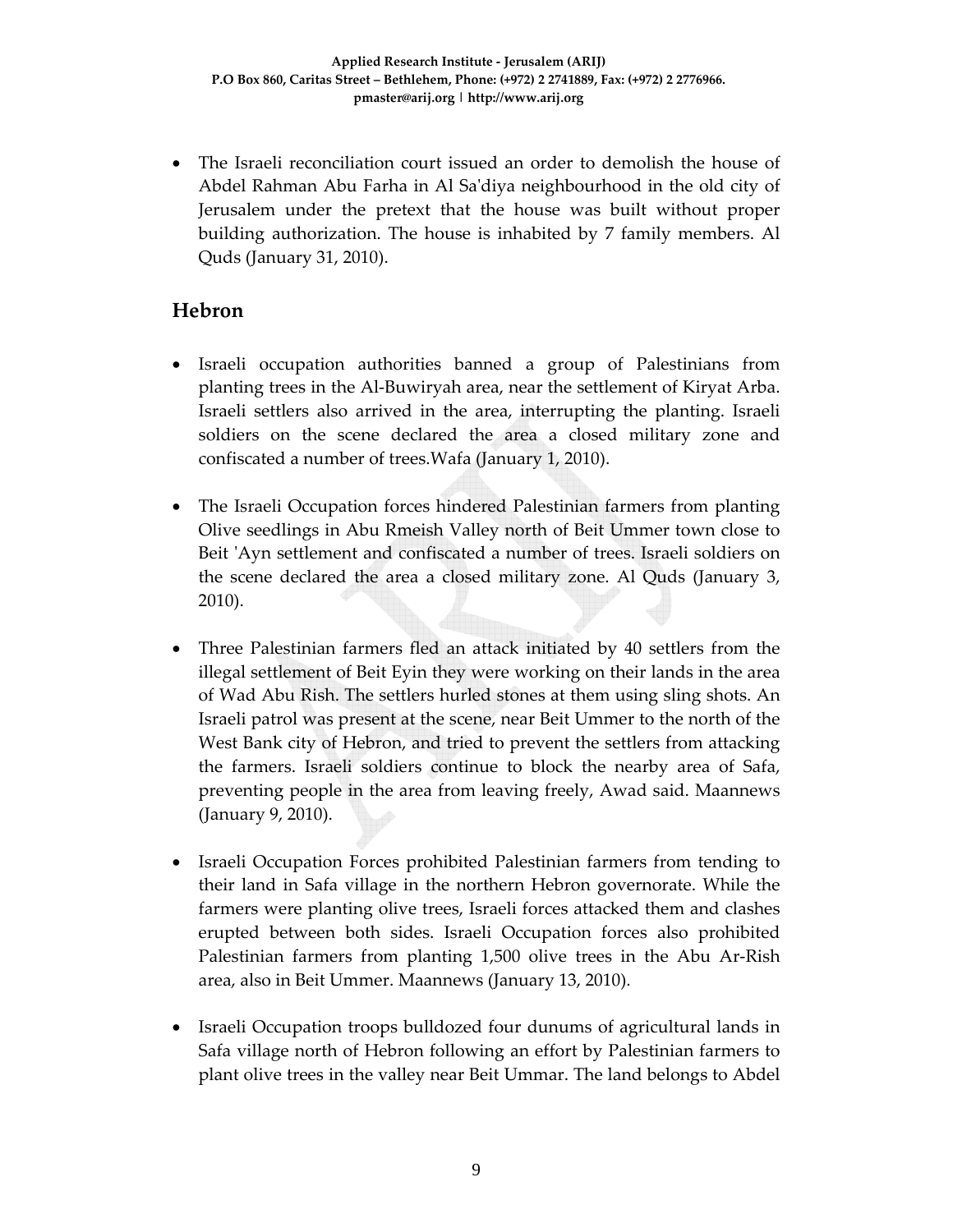- The Israeli reconciliation court issued an order to demolish the house of Abdel Rahman Abu Farha in Al Sa'diya neighbourhood in the old city of Jerusalem under the pretext that the house was built without proper building authorization. The house is inhabited by 7 family members. Al Quds (January 31, 2010).

## Hebron

- Israeli occupation authorities banned a group of Palestinians from planting trees in the Al-Buwiryah area, near the settlement of Kiryat Arba. Israeli settlers also arrived in the area, interrupting the planting. Israeli soldiers on the scene declared the area a closed military zone and confiscated a number of trees.Wafa (January 1, 2010).

- The Israeli Occupation forces hindered Palestinian farmers from planting Olive seedlings in Abu Rmeish Valley north of Beit Ummer town close to Beit 'Ayn settlement and confiscated a number of trees. Israeli soldiers on the scene declared the area a closed military zone. Al Quds (January 3, 2010).

- Three Palestinian farmers fled an attack initiated by 40 settlers from the illegal settlement of Beit Eyin they were working on their lands in the area of Wad Abu Rish. The settlers hurled stones at them using sling shots. An Israeli patrol was present at the scene, near Beit Ummer to the north of the West Bank city of Hebron, and tried to prevent the settlers from attacking the farmers. Israeli soldiers continue to block the nearby area of Safa, preventing people in the area from leaving freely, Awad said. Maannews (January 9, 2010).

- Israeli Occupation Forces prohibited Palestinian farmers from tending to their land in Safa village in the northern Hebron governorate. While the farmers were planting olive trees, Israeli forces attacked them and clashes erupted between both sides. Israeli Occupation forces also prohibited Palestinian farmers from planting 1,500 olive trees in the Abu Ar-Rish area, also in Beit Ummer. Maannews (January 13, 2010).

- Israeli Occupation troops bulldozed four dunums of agricultural lands in Safa village north of Hebron following an effort by Palestinian farmers to plant olive trees in the valley near Beit Ummar. The land belongs to Abdel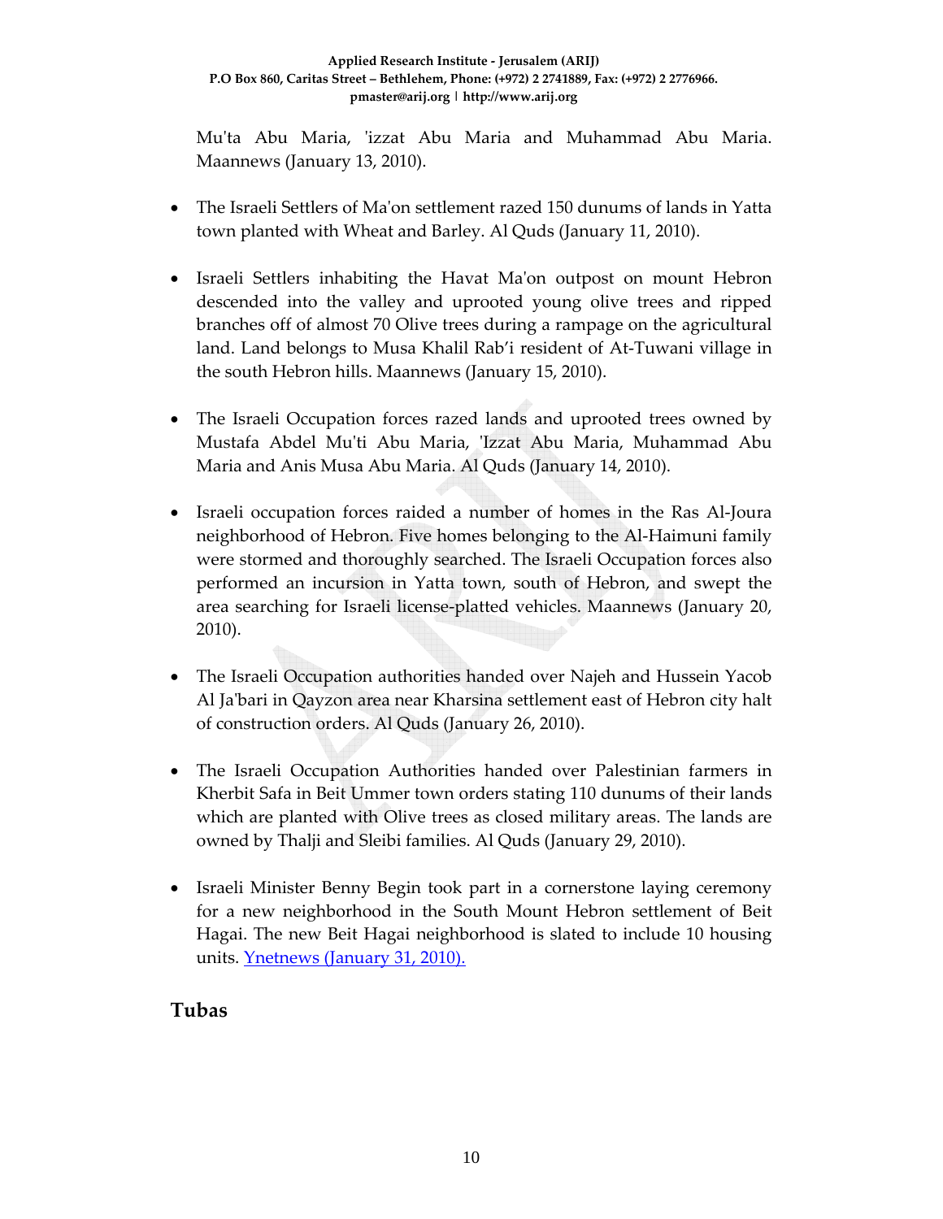Mu'ta Abu Maria, 'izzat Abu Maria and Muhammad Abu Maria. Maannews (January 13, 2010).

- The Israeli Settlers of Ma'on settlement razed 150 dunums of lands in Yatta town planted with Wheat and Barley. Al Quds (January 11, 2010).

- Israeli Settlers inhabiting the Havat Ma'on outpost on mount Hebron descended into the valley and uprooted young olive trees and ripped branches off of almost 70 Olive trees during a rampage on the agricultural land. Land belongs to Musa Khalil Rab'i resident of At-Tuwani village in the south Hebron hills. Maannews (January 15, 2010).

- The Israeli Occupation forces razed lands and uprooted trees owned by Mustafa Abdel Mu'ti Abu Maria, 'Izzat Abu Maria, Muhammad Abu Maria and Anis Musa Abu Maria. Al Quds (January 14, 2010).

- Israeli occupation forces raided a number of homes in the Ras Al-Joura neighborhood of Hebron. Five homes belonging to the Al-Haimuni family were stormed and thoroughly searched. The Israeli Occupation forces also performed an incursion in Yatta town, south of Hebron, and swept the area searching for Israeli license-platted vehicles. Maannews (January 20, 2010).

- The Israeli Occupation authorities handed over Najeh and Hussein Yacob Al Ja'bari in Qayzon area near Kharsina settlement east of Hebron city halt of construction orders. Al Quds (January 26, 2010).

- The Israeli Occupation Authorities handed over Palestinian farmers in Kherbit Safa in Beit Ummer town orders stating 110 dunums of their lands which are planted with Olive trees as closed military areas. The lands are owned by Thalji and Sleibi families. Al Quds (January 29, 2010).

- Israeli Minister Benny Begin took part in a cornerstone laying ceremony for a new neighborhood in the South Mount Hebron settlement of Beit Hagai. The new Beit Hagai neighborhood is slated to include 10 housing units. Ynetnews (January 31, 2010).

## Tubas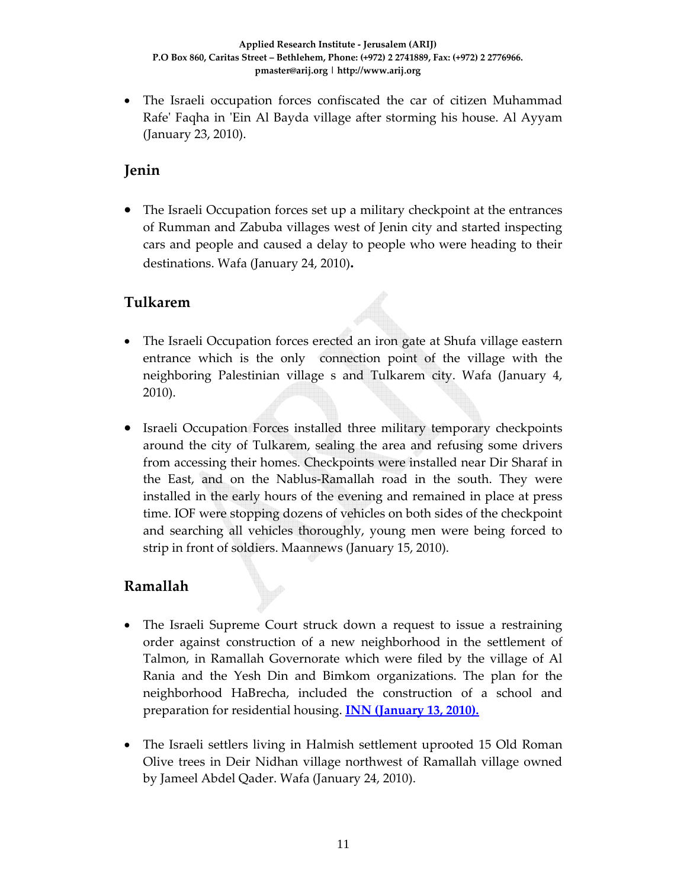- The Israeli occupation forces confiscated the car of citizen Muhammad Rafe' Faqha in 'Ein Al Bayda village after storming his house. Al Ayyam (January 23, 2010).

## Jenin

- The Israeli Occupation forces set up a military checkpoint at the entrances of Rumman and Zabuba villages west of Jenin city and started inspecting cars and people and caused a delay to people who were heading to their destinations. Wafa (January 24, 2010)**.**

## Tulkarem

- The Israeli Occupation forces erected an iron gate at Shufa village eastern entrance which is the only connection point of the village with the neighboring Palestinian village s and Tulkarem city. Wafa (January 4, 2010).

- Israeli Occupation Forces installed three military temporary checkpoints around the city of Tulkarem, sealing the area and refusing some drivers from accessing their homes. Checkpoints were installed near Dir Sharaf in the East, and on the Nablus-Ramallah road in the south. They were installed in the early hours of the evening and remained in place at press time. IOF were stopping dozens of vehicles on both sides of the checkpoint and searching all vehicles thoroughly, young men were being forced to strip in front of soldiers. Maannews (January 15, 2010).

## Ramallah

- The Israeli Supreme Court struck down a request to issue a restraining order against construction of a new neighborhood in the settlement of Talmon, in Ramallah Governorate which were filed by the village of Al Rania and the Yesh Din and Bimkom organizations. The plan for the neighborhood HaBrecha, included the construction of a school and preparation for residential housing. **INN (January 13, 2010).**

- The Israeli settlers living in Halmish settlement uprooted 15 Old Roman Olive trees in Deir Nidhan village northwest of Ramallah village owned by Jameel Abdel Qader. Wafa (January 24, 2010).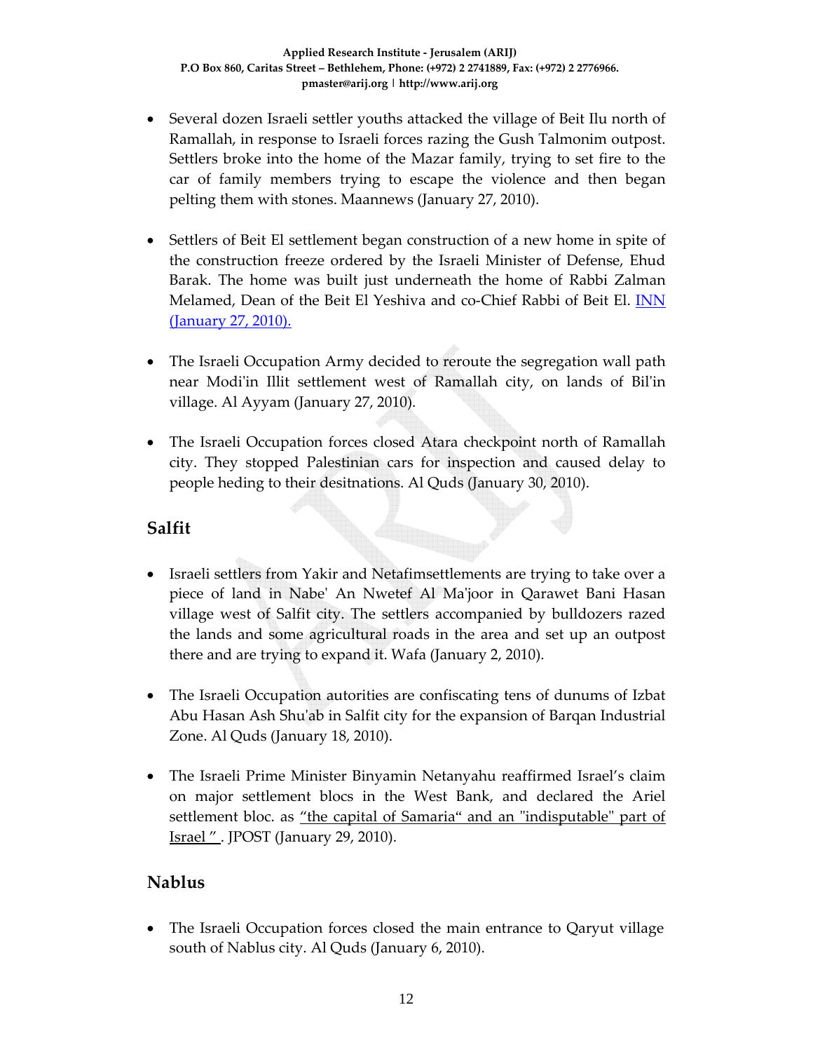- Several dozen Israeli settler youths attacked the village of Beit Ilu north of Ramallah, in response to Israeli forces razing the Gush Talmonim outpost. Settlers broke into the home of the Mazar family, trying to set fire to the car of family members trying to escape the violence and then began pelting them with stones. Maannews (January 27, 2010).

- Settlers of Beit El settlement began construction of a new home in spite of the construction freeze ordered by the Israeli Minister of Defense, Ehud Barak. The home was built just underneath the home of Rabbi Zalman Melamed, Dean of the Beit El Yeshiva and co-Chief Rabbi of Beit El. INN (January 27, 2010).

- The Israeli Occupation Army decided to reroute the segregation wall path near Modi'in Illit settlement west of Ramallah city, on lands of Bil'in village. Al Ayyam (January 27, 2010).

- The Israeli Occupation forces closed Atara checkpoint north of Ramallah city. They stopped Palestinian cars for inspection and caused delay to people heding to their desitnations. Al Quds (January 30, 2010).

## Salfit

- Israeli settlers from Yakir and Netafimsettlements are trying to take over a piece of land in Nabe' An Nwetef Al Ma'joor in Qarawet Bani Hasan village west of Salfit city. The settlers accompanied by bulldozers razed the lands and some agricultural roads in the area and set up an outpost there and are trying to expand it. Wafa (January 2, 2010).

- The Israeli Occupation autorities are confiscating tens of dunums of Izbat Abu Hasan Ash Shu'ab in Salfit city for the expansion of Barqan Industrial Zone. Al Quds (January 18, 2010).

- The Israeli Prime Minister Binyamin Netanyahu reaffirmed Israel's claim on major settlement blocs in the West Bank, and declared the Ariel settlement bloc. as "the capital of Samaria" and an "indisputable" part of Israel ". JPOST (January 29, 2010).

## Nablus

- The Israeli Occupation forces closed the main entrance to Qaryut village south of Nablus city. Al Quds (January 6, 2010).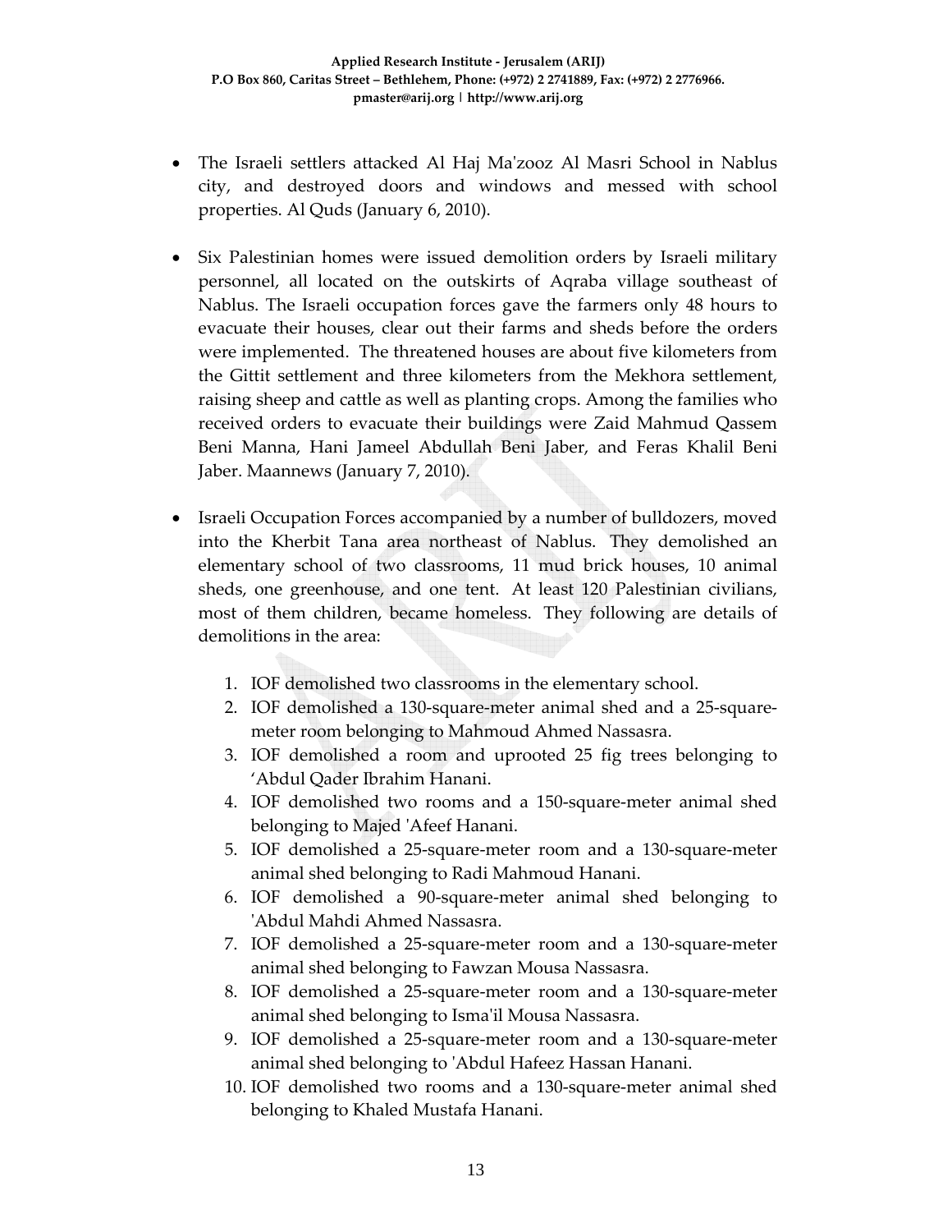- The Israeli settlers attacked Al Haj Ma'zooz Al Masri School in Nablus city, and destroyed doors and windows and messed with school properties. Al Quds (January 6, 2010).

- Six Palestinian homes were issued demolition orders by Israeli military personnel, all located on the outskirts of Aqraba village southeast of Nablus. The Israeli occupation forces gave the farmers only 48 hours to evacuate their houses, clear out their farms and sheds before the orders were implemented. The threatened houses are about five kilometers from the Gittit settlement and three kilometers from the Mekhora settlement, raising sheep and cattle as well as planting crops. Among the families who received orders to evacuate their buildings were Zaid Mahmud Qassem Beni Manna, Hani Jameel Abdullah Beni Jaber, and Feras Khalil Beni Jaber. Maannews (January 7, 2010).

- Israeli Occupation Forces accompanied by a number of bulldozers, moved into the Kherbit Tana area northeast of Nablus. They demolished an elementary school of two classrooms, 11 mud brick houses, 10 animal sheds, one greenhouse, and one tent. At least 120 Palestinian civilians, most of them children, became homeless. They following are details of demolitions in the area:

    1. IOF demolished two classrooms in the elementary school.
    2. IOF demolished a 130-square-meter animal shed and a 25-square-meter room belonging to Mahmoud Ahmed Nassasra.
    3. IOF demolished a room and uprooted 25 fig trees belonging to ‘Abdul Qader Ibrahim Hanani.
    4. IOF demolished two rooms and a 150-square-meter animal shed belonging to Majed 'Afeef Hanani.
    5. IOF demolished a 25-square-meter room and a 130-square-meter animal shed belonging to Radi Mahmoud Hanani.
    6. IOF demolished a 90-square-meter animal shed belonging to 'Abdul Mahdi Ahmed Nassasra.
    7. IOF demolished a 25-square-meter room and a 130-square-meter animal shed belonging to Fawzan Mousa Nassasra.
    8. IOF demolished a 25-square-meter room and a 130-square-meter animal shed belonging to Isma'il Mousa Nassasra.
    9. IOF demolished a 25-square-meter room and a 130-square-meter animal shed belonging to 'Abdul Hafeez Hassan Hanani.
    10. IOF demolished two rooms and a 130-square-meter animal shed belonging to Khaled Mustafa Hanani.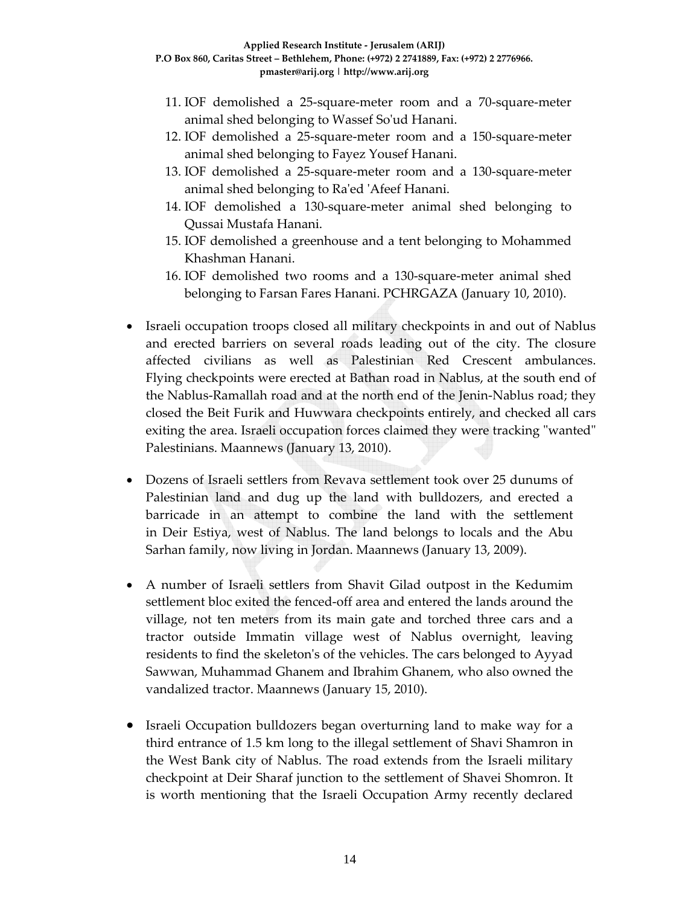11. IOF demolished a 25-square-meter room and a 70-square-meter animal shed belonging to Wassef So'ud Hanani.
12. IOF demolished a 25-square-meter room and a 150-square-meter animal shed belonging to Fayez Yousef Hanani.
13. IOF demolished a 25-square-meter room and a 130-square-meter animal shed belonging to Ra'ed 'Afeef Hanani.
14. IOF demolished a 130-square-meter animal shed belonging to Qussai Mustafa Hanani.
15. IOF demolished a greenhouse and a tent belonging to Mohammed Khashman Hanani.
16. IOF demolished two rooms and a 130-square-meter animal shed belonging to Farsan Fares Hanani. PCHRGAZA (January 10, 2010).

- Israeli occupation troops closed all military checkpoints in and out of Nablus and erected barriers on several roads leading out of the city. The closure affected civilians as well as Palestinian Red Crescent ambulances. Flying checkpoints were erected at Bathan road in Nablus, at the south end of the Nablus-Ramallah road and at the north end of the Jenin-Nablus road; they closed the Beit Furik and Huwwara checkpoints entirely, and checked all cars exiting the area. Israeli occupation forces claimed they were tracking "wanted" Palestinians. Maannews (January 13, 2010).

- Dozens of Israeli settlers from Revava settlement took over 25 dunums of Palestinian land and dug up the land with bulldozers, and erected a barricade in an attempt to combine the land with the settlement in Deir Estiya, west of Nablus. The land belongs to locals and the Abu Sarhan family, now living in Jordan. Maannews (January 13, 2009).

- A number of Israeli settlers from Shavit Gilad outpost in the Kedumim settlement bloc exited the fenced-off area and entered the lands around the village, not ten meters from its main gate and torched three cars and a tractor outside Immatin village west of Nablus overnight, leaving residents to find the skeleton's of the vehicles. The cars belonged to Ayyad Sawwan, Muhammad Ghanem and Ibrahim Ghanem, who also owned the vandalized tractor. Maannews (January 15, 2010).

- Israeli Occupation bulldozers began overturning land to make way for a third entrance of 1.5 km long to the illegal settlement of Shavi Shamron in the West Bank city of Nablus. The road extends from the Israeli military checkpoint at Deir Sharaf junction to the settlement of Shavei Shomron. It is worth mentioning that the Israeli Occupation Army recently declared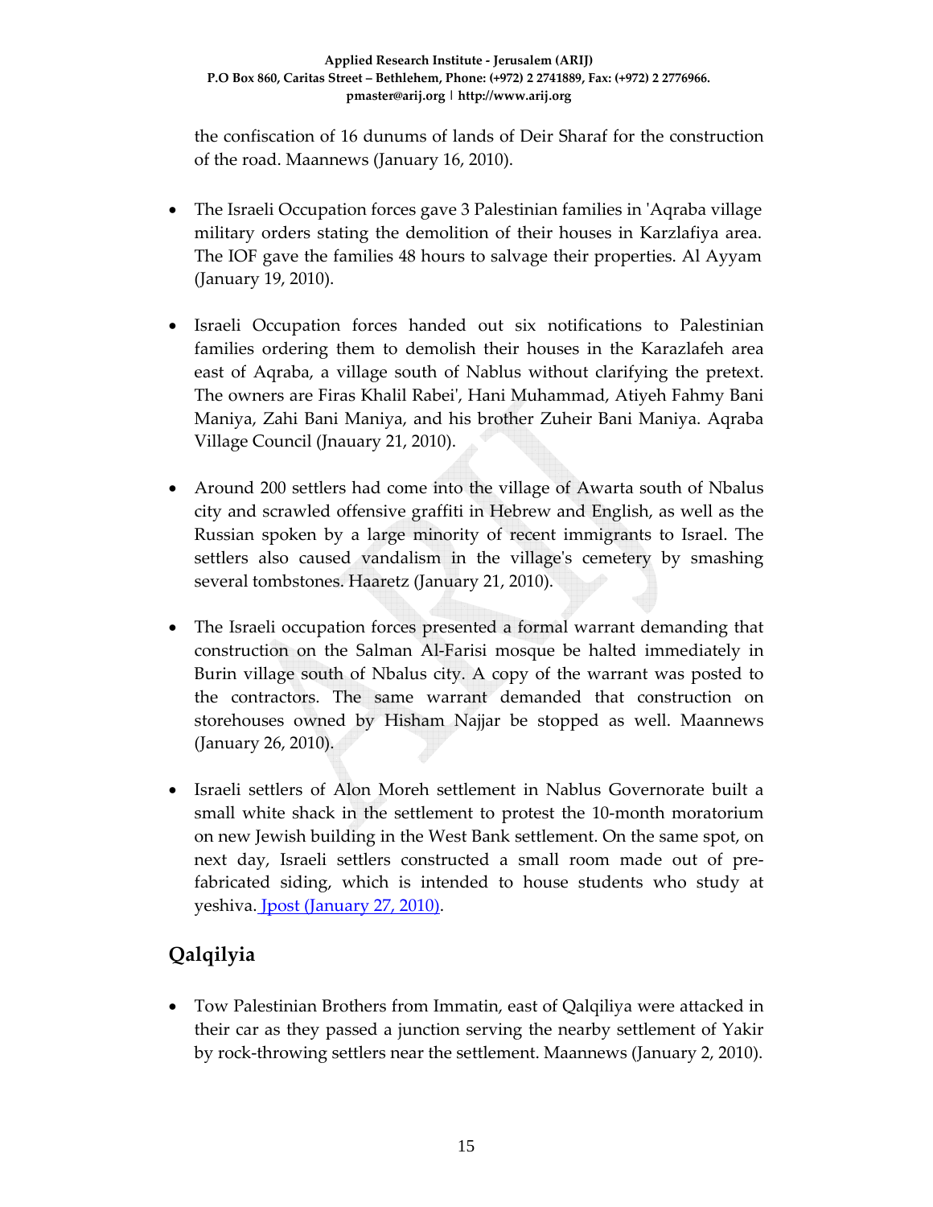the confiscation of 16 dunums of lands of Deir Sharaf for the construction of the road. Maannews (January 16, 2010).

- The Israeli Occupation forces gave 3 Palestinian families in 'Aqraba village military orders stating the demolition of their houses in Karzlafiya area. The IOF gave the families 48 hours to salvage their properties. Al Ayyam (January 19, 2010).

- Israeli Occupation forces handed out six notifications to Palestinian families ordering them to demolish their houses in the Karazlafeh area east of Aqraba, a village south of Nablus without clarifying the pretext. The owners are Firas Khalil Rabei', Hani Muhammad, Atiyeh Fahmy Bani Maniya, Zahi Bani Maniya, and his brother Zuheir Bani Maniya. Aqraba Village Council (Jnauary 21, 2010).

- Around 200 settlers had come into the village of Awarta south of Nbalus city and scrawled offensive graffiti in Hebrew and English, as well as the Russian spoken by a large minority of recent immigrants to Israel. The settlers also caused vandalism in the village's cemetery by smashing several tombstones. Haaretz (January 21, 2010).

- The Israeli occupation forces presented a formal warrant demanding that construction on the Salman Al-Farisi mosque be halted immediately in Burin village south of Nbalus city. A copy of the warrant was posted to the contractors. The same warrant demanded that construction on storehouses owned by Hisham Najjar be stopped as well. Maannews (January 26, 2010).

- Israeli settlers of Alon Moreh settlement in Nablus Governorate built a small white shack in the settlement to protest the 10-month moratorium on new Jewish building in the West Bank settlement. On the same spot, on next day, Israeli settlers constructed a small room made out of pre-fabricated siding, which is intended to house students who study at yeshiva. Jpost (January 27, 2010).

## Qalqilyia

- Tow Palestinian Brothers from Immatin, east of Qalqiliya were attacked in their car as they passed a junction serving the nearby settlement of Yakir by rock-throwing settlers near the settlement. Maannews (January 2, 2010).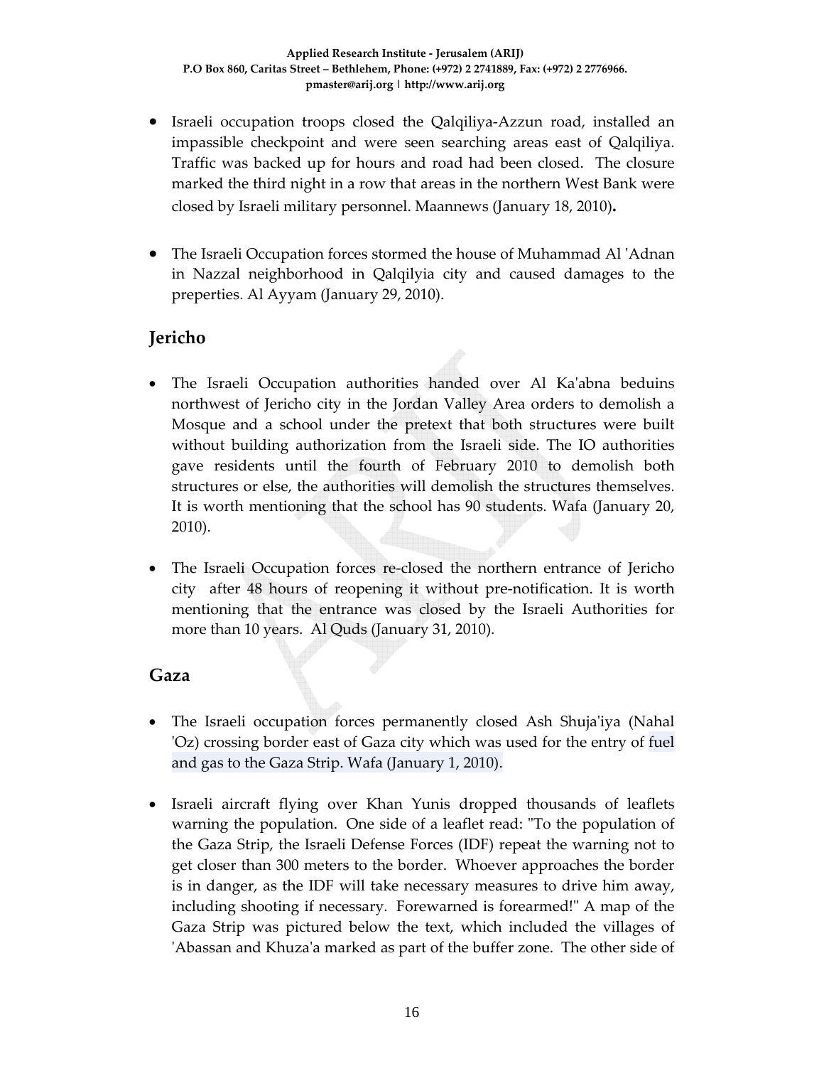- Israeli occupation troops closed the Qalqiliya-Azzun road, installed an impassible checkpoint and were seen searching areas east of Qalqiliya. Traffic was backed up for hours and road had been closed. The closure marked the third night in a row that areas in the northern West Bank were closed by Israeli military personnel. Maannews (January 18, 2010)**.**

- The Israeli Occupation forces stormed the house of Muhammad Al 'Adnan in Nazzal neighborhood in Qalqilyia city and caused damages to the preperties. Al Ayyam (January 29, 2010).

## Jericho

- The Israeli Occupation authorities handed over Al Ka'abna beduins northwest of Jericho city in the Jordan Valley Area orders to demolish a Mosque and a school under the pretext that both structures were built without building authorization from the Israeli side. The IO authorities gave residents until the fourth of February 2010 to demolish both structures or else, the authorities will demolish the structures themselves. It is worth mentioning that the school has 90 students. Wafa (January 20, 2010).

- The Israeli Occupation forces re-closed the northern entrance of Jericho city after 48 hours of reopening it without pre-notification. It is worth mentioning that the entrance was closed by the Israeli Authorities for more than 10 years. Al Quds (January 31, 2010).

## Gaza

- The Israeli occupation forces permanently closed Ash Shuja'iya (Nahal 'Oz) crossing border east of Gaza city which was used for the entry of fuel and gas to the Gaza Strip. Wafa (January 1, 2010).

- Israeli aircraft flying over Khan Yunis dropped thousands of leaflets warning the population. One side of a leaflet read: "To the population of the Gaza Strip, the Israeli Defense Forces (IDF) repeat the warning not to get closer than 300 meters to the border. Whoever approaches the border is in danger, as the IDF will take necessary measures to drive him away, including shooting if necessary. Forewarned is forearmed!" A map of the Gaza Strip was pictured below the text, which included the villages of 'Abassan and Khuza'a marked as part of the buffer zone. The other side of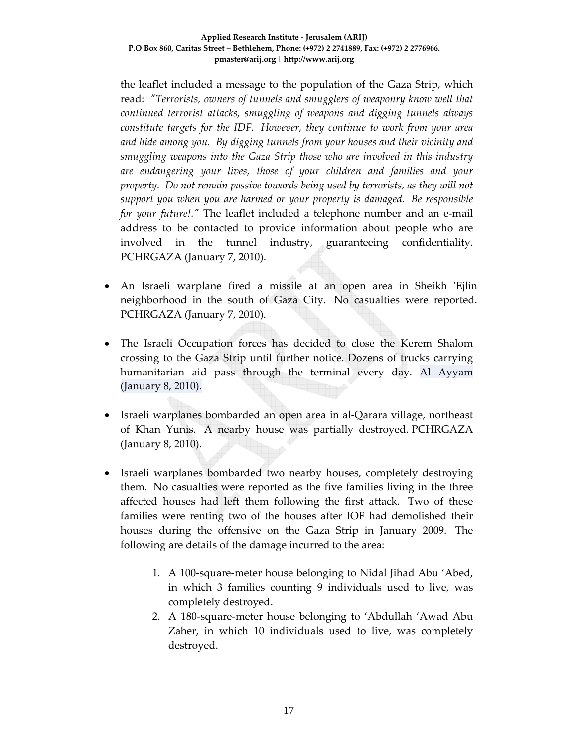the leaflet included a message to the population of the Gaza Strip, which read: *"Terrorists, owners of tunnels and smugglers of weaponry know well that continued terrorist attacks, smuggling of weapons and digging tunnels always constitute targets for the IDF. However, they continue to work from your area and hide among you. By digging tunnels from your houses and their vicinity and smuggling weapons into the Gaza Strip those who are involved in this industry are endangering your lives, those of your children and families and your property. Do not remain passive towards being used by terrorists, as they will not support you when you are harmed or your property is damaged. Be responsible for your future!."* The leaflet included a telephone number and an e-mail address to be contacted to provide information about people who are involved in the tunnel industry, guaranteeing confidentiality. PCHRGAZA (January 7, 2010).

- An Israeli warplane fired a missile at an open area in Sheikh 'Ejlin neighborhood in the south of Gaza City. No casualties were reported. PCHRGAZA (January 7, 2010).

- The Israeli Occupation forces has decided to close the Kerem Shalom crossing to the Gaza Strip until further notice. Dozens of trucks carrying humanitarian aid pass through the terminal every day. Al Ayyam (January 8, 2010).

- Israeli warplanes bombarded an open area in al-Qarara village, northeast of Khan Yunis. A nearby house was partially destroyed. PCHRGAZA (January 8, 2010).

- Israeli warplanes bombarded two nearby houses, completely destroying them. No casualties were reported as the five families living in the three affected houses had left them following the first attack. Two of these families were renting two of the houses after IOF had demolished their houses during the offensive on the Gaza Strip in January 2009. The following are details of the damage incurred to the area:

    1. A 100-square-meter house belonging to Nidal Jihad Abu 'Abed, in which 3 families counting 9 individuals used to live, was completely destroyed.
    2. A 180-square-meter house belonging to 'Abdullah 'Awad Abu Zaher, in which 10 individuals used to live, was completely destroyed.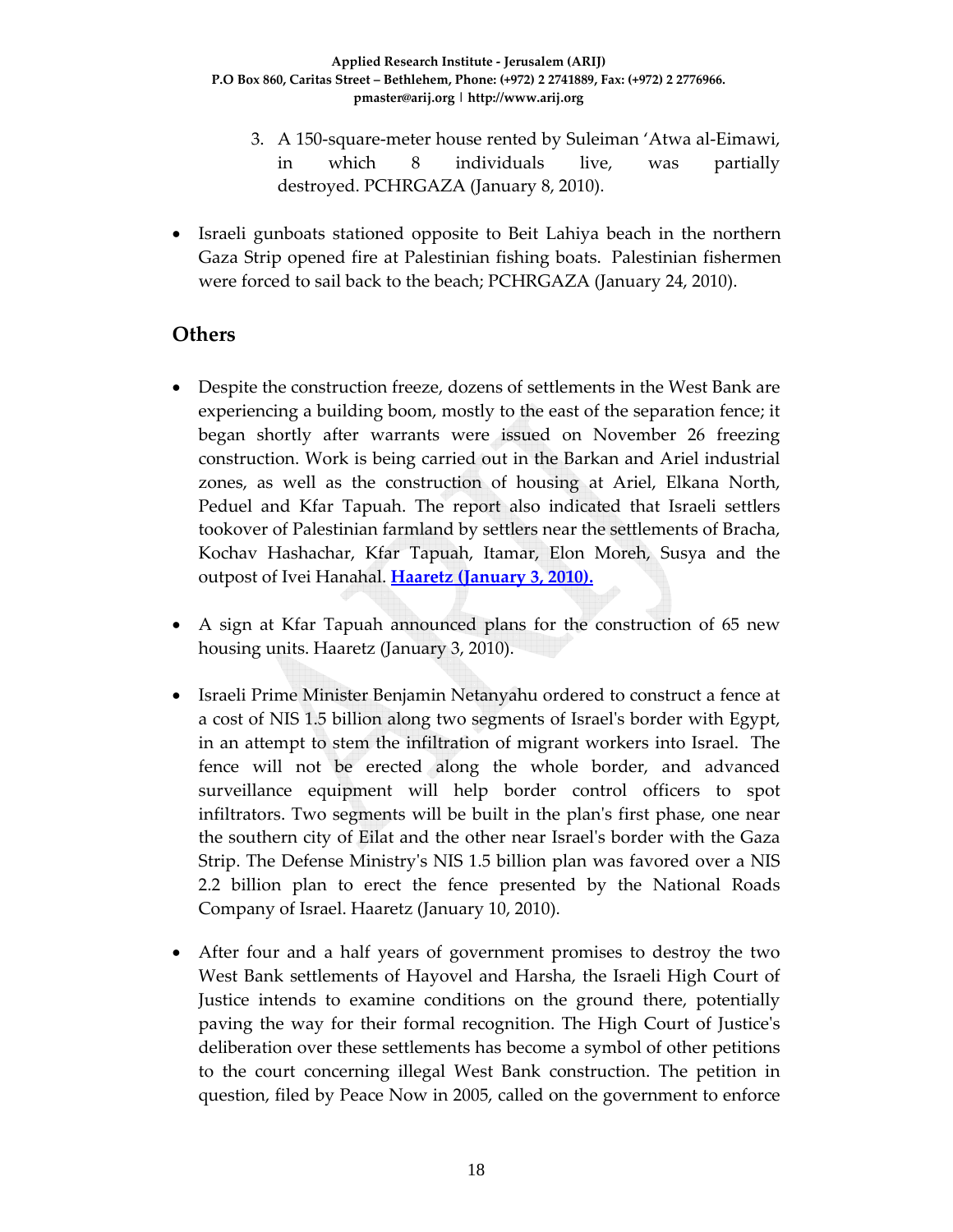3. A 150-square-meter house rented by Suleiman 'Atwa al-Eimawi, in which 8 individuals live, was partially destroyed. PCHRGAZA (January 8, 2010).

- Israeli gunboats stationed opposite to Beit Lahiya beach in the northern Gaza Strip opened fire at Palestinian fishing boats. Palestinian fishermen were forced to sail back to the beach; PCHRGAZA (January 24, 2010).

## Others

- Despite the construction freeze, dozens of settlements in the West Bank are experiencing a building boom, mostly to the east of the separation fence; it began shortly after warrants were issued on November 26 freezing construction. Work is being carried out in the Barkan and Ariel industrial zones, as well as the construction of housing at Ariel, Elkana North, Peduel and Kfar Tapuah. The report also indicated that Israeli settlers tookover of Palestinian farmland by settlers near the settlements of Bracha, Kochav Hashachar, Kfar Tapuah, Itamar, Elon Moreh, Susya and the outpost of Ivei Hanahal. **Haaretz (January 3, 2010).**

- A sign at Kfar Tapuah announced plans for the construction of 65 new housing units. Haaretz (January 3, 2010).

- Israeli Prime Minister Benjamin Netanyahu ordered to construct a fence at a cost of NIS 1.5 billion along two segments of Israel's border with Egypt, in an attempt to stem the infiltration of migrant workers into Israel. The fence will not be erected along the whole border, and advanced surveillance equipment will help border control officers to spot infiltrators. Two segments will be built in the plan's first phase, one near the southern city of Eilat and the other near Israel's border with the Gaza Strip. The Defense Ministry's NIS 1.5 billion plan was favored over a NIS 2.2 billion plan to erect the fence presented by the National Roads Company of Israel. Haaretz (January 10, 2010).

- After four and a half years of government promises to destroy the two West Bank settlements of Hayovel and Harsha, the Israeli High Court of Justice intends to examine conditions on the ground there, potentially paving the way for their formal recognition. The High Court of Justice's deliberation over these settlements has become a symbol of other petitions to the court concerning illegal West Bank construction. The petition in question, filed by Peace Now in 2005, called on the government to enforce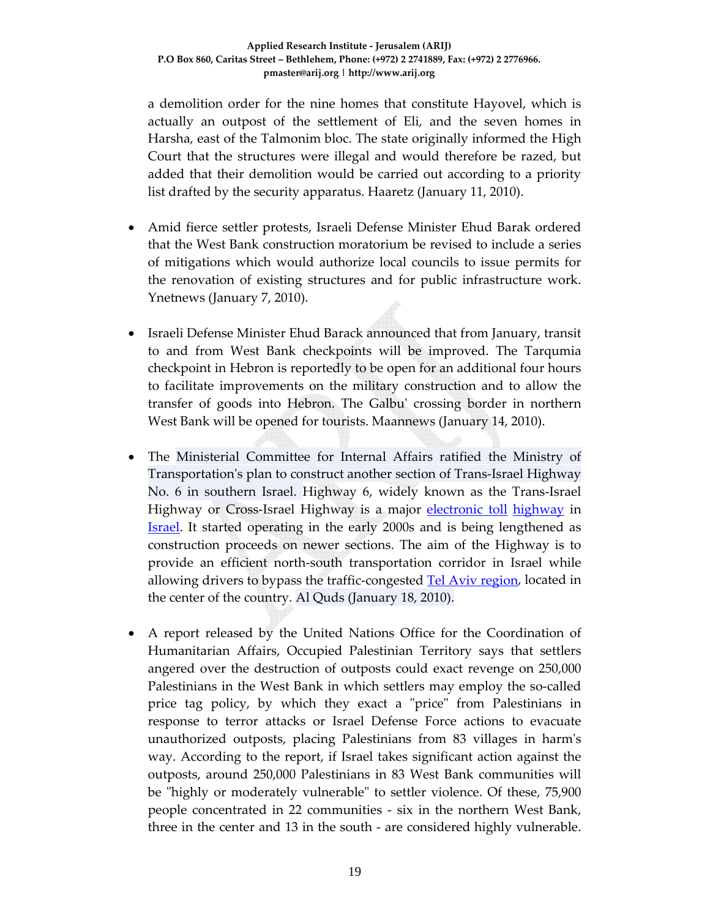a demolition order for the nine homes that constitute Hayovel, which is actually an outpost of the settlement of Eli, and the seven homes in Harsha, east of the Talmonim bloc. The state originally informed the High Court that the structures were illegal and would therefore be razed, but added that their demolition would be carried out according to a priority list drafted by the security apparatus. Haaretz (January 11, 2010).

- Amid fierce settler protests, Israeli Defense Minister Ehud Barak ordered that the West Bank construction moratorium be revised to include a series of mitigations which would authorize local councils to issue permits for the renovation of existing structures and for public infrastructure work. Ynetnews (January 7, 2010).

- Israeli Defense Minister Ehud Barack announced that from January, transit to and from West Bank checkpoints will be improved. The Tarqumia checkpoint in Hebron is reportedly to be open for an additional four hours to facilitate improvements on the military construction and to allow the transfer of goods into Hebron. The Galbu' crossing border in northern West Bank will be opened for tourists. Maannews (January 14, 2010).

- The Ministerial Committee for Internal Affairs ratified the Ministry of Transportation's plan to construct another section of Trans-Israel Highway No. 6 in southern Israel. Highway 6, widely known as the Trans-Israel Highway or Cross-Israel Highway is a major electronic toll highway in Israel. It started operating in the early 2000s and is being lengthened as construction proceeds on newer sections. The aim of the Highway is to provide an efficient north-south transportation corridor in Israel while allowing drivers to bypass the traffic-congested Tel Aviv region, located in the center of the country. Al Quds (January 18, 2010).

- A report released by the United Nations Office for the Coordination of Humanitarian Affairs, Occupied Palestinian Territory says that settlers angered over the destruction of outposts could exact revenge on 250,000 Palestinians in the West Bank in which settlers may employ the so-called price tag policy, by which they exact a "price" from Palestinians in response to terror attacks or Israel Defense Force actions to evacuate unauthorized outposts, placing Palestinians from 83 villages in harm's way. According to the report, if Israel takes significant action against the outposts, around 250,000 Palestinians in 83 West Bank communities will be "highly or moderately vulnerable" to settler violence. Of these, 75,900 people concentrated in 22 communities - six in the northern West Bank, three in the center and 13 in the south - are considered highly vulnerable.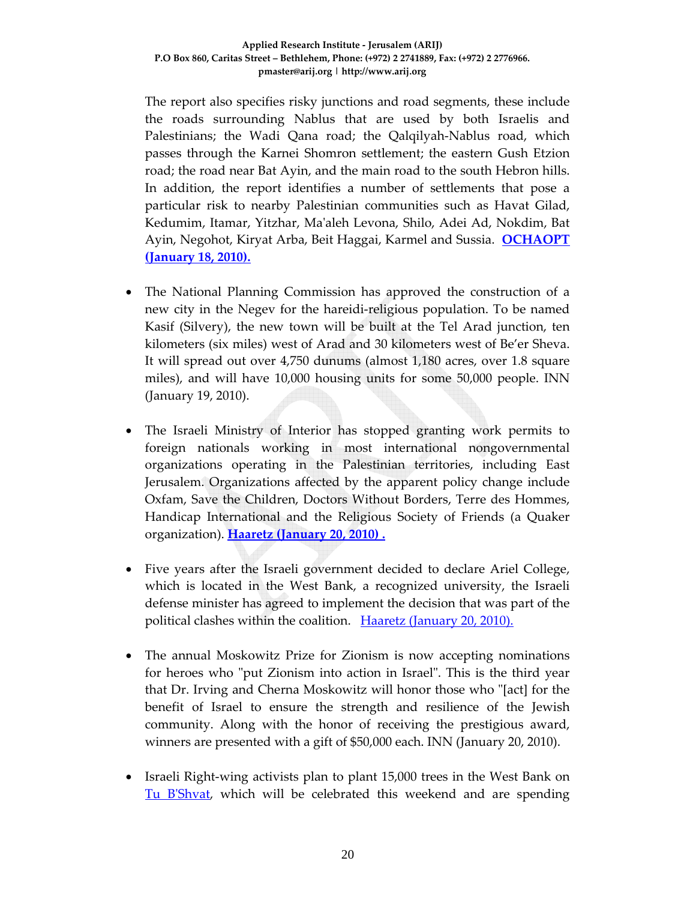The report also specifies risky junctions and road segments, these include the roads surrounding Nablus that are used by both Israelis and Palestinians; the Wadi Qana road; the Qalqilyah-Nablus road, which passes through the Karnei Shomron settlement; the eastern Gush Etzion road; the road near Bat Ayin, and the main road to the south Hebron hills. In addition, the report identifies a number of settlements that pose a particular risk to nearby Palestinian communities such as Havat Gilad, Kedumim, Itamar, Yitzhar, Ma'aleh Levona, Shilo, Adei Ad, Nokdim, Bat Ayin, Negohot, Kiryat Arba, Beit Haggai, Karmel and Sussia. **OCHAOPT (January 18, 2010).**

- The National Planning Commission has approved the construction of a new city in the Negev for the hareidi-religious population. To be named Kasif (Silvery), the new town will be built at the Tel Arad junction, ten kilometers (six miles) west of Arad and 30 kilometers west of Be'er Sheva. It will spread out over 4,750 dunums (almost 1,180 acres, over 1.8 square miles), and will have 10,000 housing units for some 50,000 people. INN (January 19, 2010).

- The Israeli Ministry of Interior has stopped granting work permits to foreign nationals working in most international nongovernmental organizations operating in the Palestinian territories, including East Jerusalem. Organizations affected by the apparent policy change include Oxfam, Save the Children, Doctors Without Borders, Terre des Hommes, Handicap International and the Religious Society of Friends (a Quaker organization). **Haaretz (January 20, 2010) .**

- Five years after the Israeli government decided to declare Ariel College, which is located in the West Bank, a recognized university, the Israeli defense minister has agreed to implement the decision that was part of the political clashes within the coalition. Haaretz (January 20, 2010).

- The annual Moskowitz Prize for Zionism is now accepting nominations for heroes who "put Zionism into action in Israel". This is the third year that Dr. Irving and Cherna Moskowitz will honor those who "[act] for the benefit of Israel to ensure the strength and resilience of the Jewish community. Along with the honor of receiving the prestigious award, winners are presented with a gift of $50,000 each. INN (January 20, 2010).

- Israeli Right-wing activists plan to plant 15,000 trees in the West Bank on Tu B'Shvat, which will be celebrated this weekend and are spending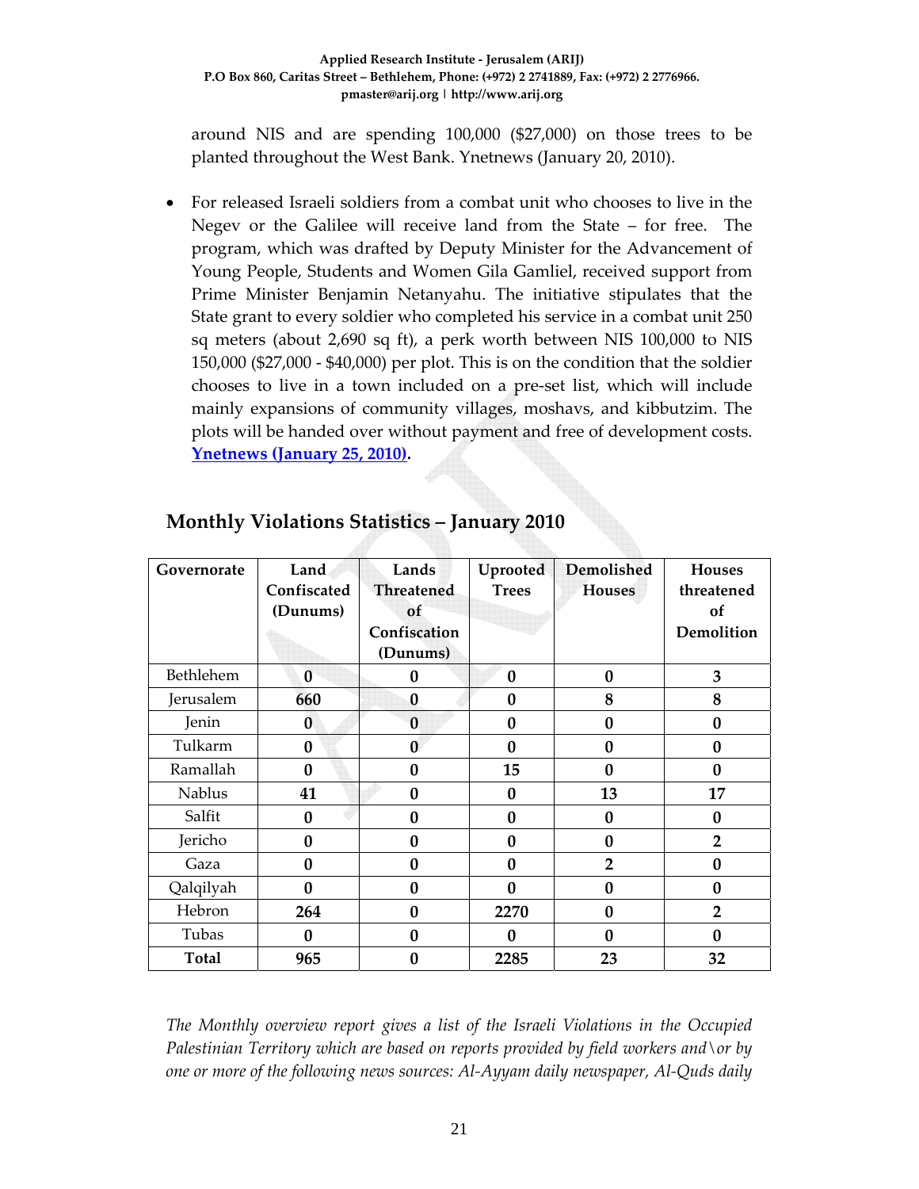around NIS and are spending 100,000 ($27,000) on those trees to be planted throughout the West Bank. Ynetnews (January 20, 2010).

- For released Israeli soldiers from a combat unit who chooses to live in the Negev or the Galilee will receive land from the State – for free. The program, which was drafted by Deputy Minister for the Advancement of Young People, Students and Women Gila Gamliel, received support from Prime Minister Benjamin Netanyahu. The initiative stipulates that the State grant to every soldier who completed his service in a combat unit 250 sq meters (about 2,690 sq ft), a perk worth between NIS 100,000 to NIS 150,000 ($27,000 - $40,000) per plot. This is on the condition that the soldier chooses to live in a town included on a pre-set list, which will include mainly expansions of community villages, moshavs, and kibbutzim. The plots will be handed over without payment and free of development costs. **Ynetnews (January 25, 2010)**.

## Monthly Violations Statistics – January 2010

| Governorate | Land Confiscated (Dunums) | Lands Threatened of Confiscation (Dunums) | Uprooted Trees | Demolished Houses | Houses threatened of Demolition |
|---|---|---|---|---|---|
| Bethlehem | **0** | **0** | **0** | **0** | **3** |
| Jerusalem | **660** | **0** | **0** | **8** | **8** |
| Jenin | **0** | **0** | **0** | **0** | **0** |
| Tulkarm | **0** | **0** | **0** | **0** | **0** |
| Ramallah | **0** | **0** | **15** | **0** | **0** |
| Nablus | **41** | **0** | **0** | **13** | **17** |
| Salfit | **0** | **0** | **0** | **0** | **0** |
| Jericho | **0** | **0** | **0** | **0** | **2** |
| Gaza | **0** | **0** | **0** | **2** | **0** |
| Qalqilyah | **0** | **0** | **0** | **0** | **0** |
| Hebron | **264** | **0** | **2270** | **0** | **2** |
| Tubas | **0** | **0** | **0** | **0** | **0** |
| **Total** | **965** | **0** | **2285** | **23** | **32** |

*The Monthly overview report gives a list of the Israeli Violations in the Occupied Palestinian Territory which are based on reports provided by field workers and\or by one or more of the following news sources: Al-Ayyam daily newspaper, Al-Quds daily*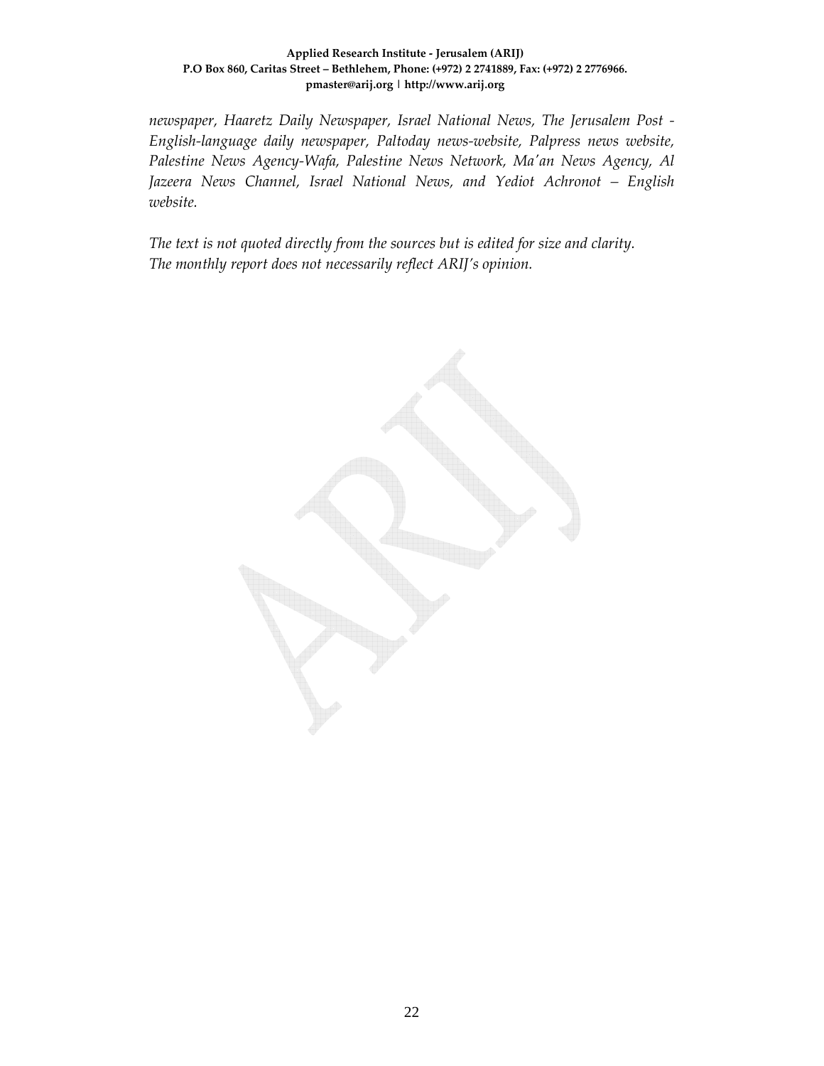*newspaper, Haaretz Daily Newspaper, Israel National News, The Jerusalem Post - English-language daily newspaper, Paltoday news-website, Palpress news website, Palestine News Agency-Wafa, Palestine News Network, Ma'an News Agency, Al Jazeera News Channel, Israel National News, and Yediot Achronot – English website.*

*The text is not quoted directly from the sources but is edited for size and clarity.*
*The monthly report does not necessarily reflect ARIJ's opinion.*